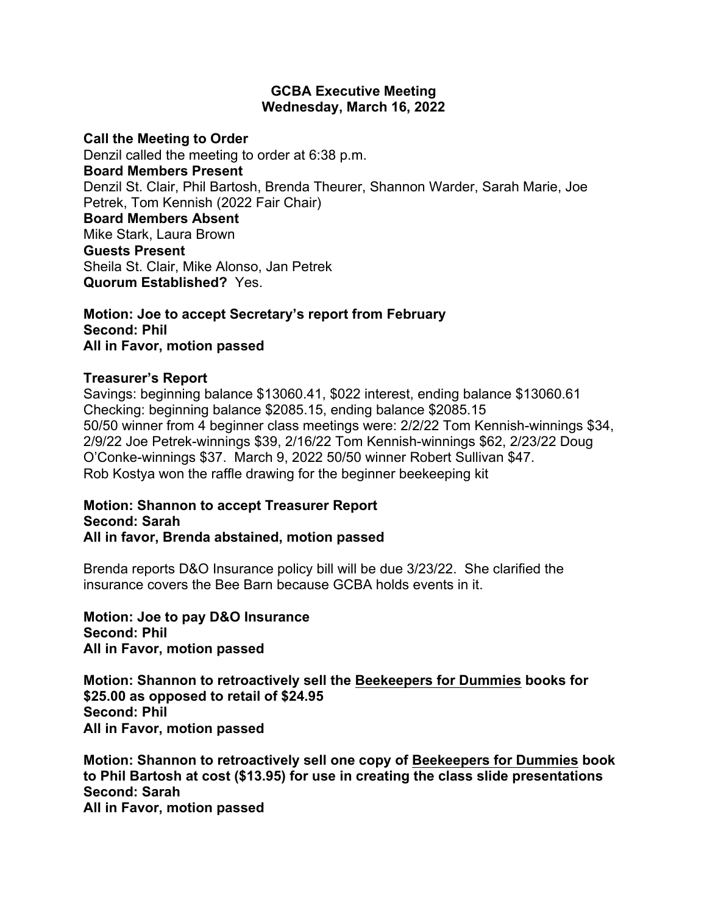# GCBA Executive Meeting
## Wednesday, March 16, 2022

**Call the Meeting to Order**
Denzil called the meeting to order at 6:38 p.m.
**Board Members Present**
Denzil St. Clair, Phil Bartosh, Brenda Theurer, Shannon Warder, Sarah Marie, Joe Petrek, Tom Kennish (2022 Fair Chair)
**Board Members Absent**
Mike Stark, Laura Brown
**Guests Present**
Sheila St. Clair, Mike Alonso, Jan Petrek
**Quorum Established?** Yes.

**Motion: Joe to accept Secretary's report from February**
**Second: Phil**
**All in Favor, motion passed**

**Treasurer's Report**
Savings: beginning balance $13060.41, $022 interest, ending balance $13060.61
Checking: beginning balance $2085.15, ending balance $2085.15
50/50 winner from 4 beginner class meetings were: 2/2/22 Tom Kennish-winnings $34, 2/9/22 Joe Petrek-winnings $39, 2/16/22 Tom Kennish-winnings $62, 2/23/22 Doug O'Conke-winnings $37. March 9, 2022 50/50 winner Robert Sullivan $47.
Rob Kostya won the raffle drawing for the beginner beekeeping kit

**Motion: Shannon to accept Treasurer Report**
**Second: Sarah**
**All in favor, Brenda abstained, motion passed**

Brenda reports D&O Insurance policy bill will be due 3/23/22. She clarified the insurance covers the Bee Barn because GCBA holds events in it.

**Motion: Joe to pay D&O Insurance**
**Second: Phil**
**All in Favor, motion passed**

**Motion: Shannon to retroactively sell the <u>Beekeepers for Dummies</u> books for $25.00 as opposed to retail of $24.95**
**Second: Phil**
**All in Favor, motion passed**

**Motion: Shannon to retroactively sell one copy of <u>Beekeepers for Dummies</u> book to Phil Bartosh at cost ($13.95) for use in creating the class slide presentations**
**Second: Sarah**
**All in Favor, motion passed**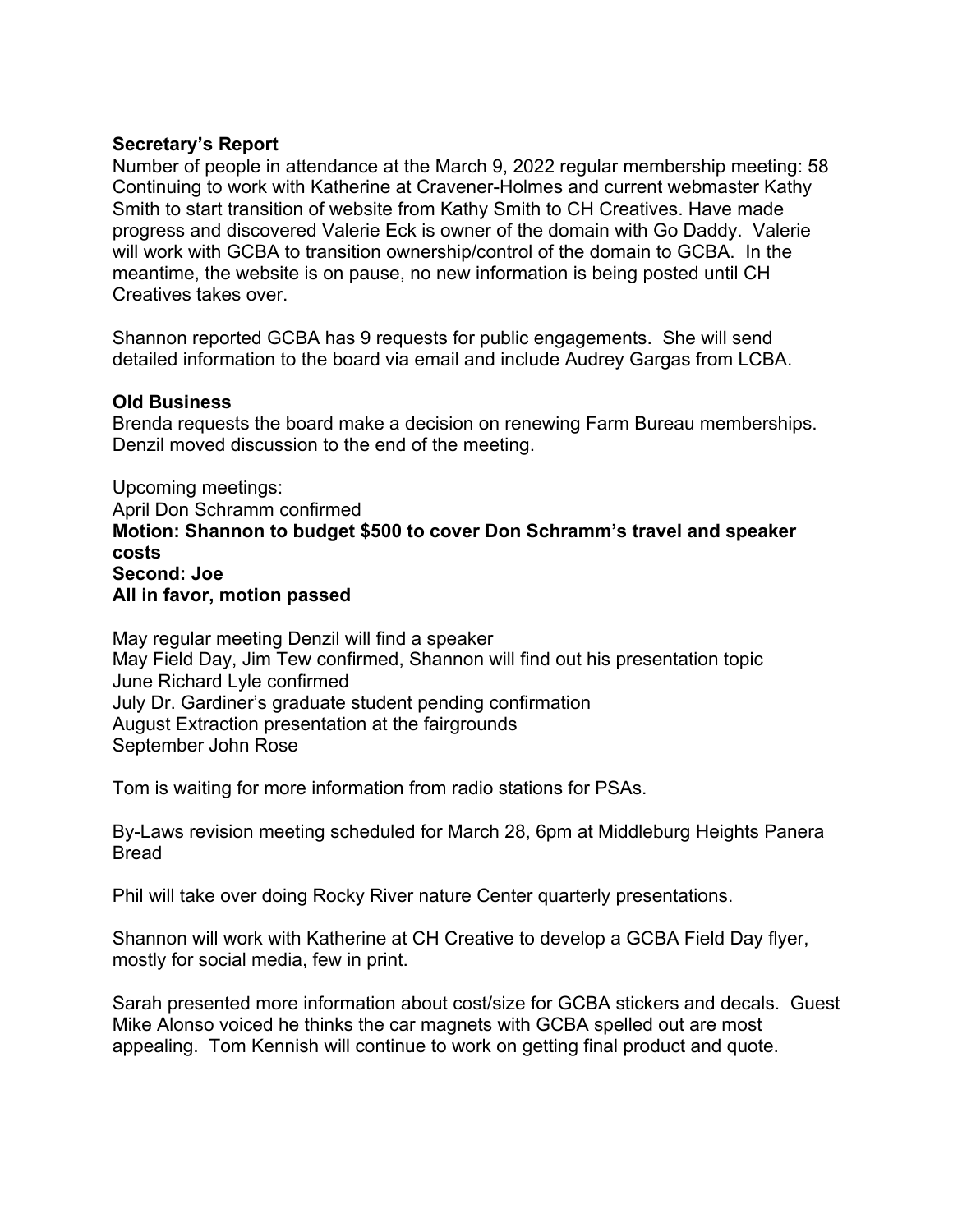**Secretary's Report**
Number of people in attendance at the March 9, 2022 regular membership meeting: 58
Continuing to work with Katherine at Cravener-Holmes and current webmaster Kathy Smith to start transition of website from Kathy Smith to CH Creatives. Have made progress and discovered Valerie Eck is owner of the domain with Go Daddy. Valerie will work with GCBA to transition ownership/control of the domain to GCBA. In the meantime, the website is on pause, no new information is being posted until CH Creatives takes over.

Shannon reported GCBA has 9 requests for public engagements. She will send detailed information to the board via email and include Audrey Gargas from LCBA.

**Old Business**
Brenda requests the board make a decision on renewing Farm Bureau memberships. Denzil moved discussion to the end of the meeting.

Upcoming meetings:
April Don Schramm confirmed
**Motion: Shannon to budget $500 to cover Don Schramm's travel and speaker costs**
**Second: Joe**
**All in favor, motion passed**

May regular meeting Denzil will find a speaker
May Field Day, Jim Tew confirmed, Shannon will find out his presentation topic
June Richard Lyle confirmed
July Dr. Gardiner's graduate student pending confirmation
August Extraction presentation at the fairgrounds
September John Rose

Tom is waiting for more information from radio stations for PSAs.

By-Laws revision meeting scheduled for March 28, 6pm at Middleburg Heights Panera Bread

Phil will take over doing Rocky River nature Center quarterly presentations.

Shannon will work with Katherine at CH Creative to develop a GCBA Field Day flyer, mostly for social media, few in print.

Sarah presented more information about cost/size for GCBA stickers and decals. Guest Mike Alonso voiced he thinks the car magnets with GCBA spelled out are most appealing. Tom Kennish will continue to work on getting final product and quote.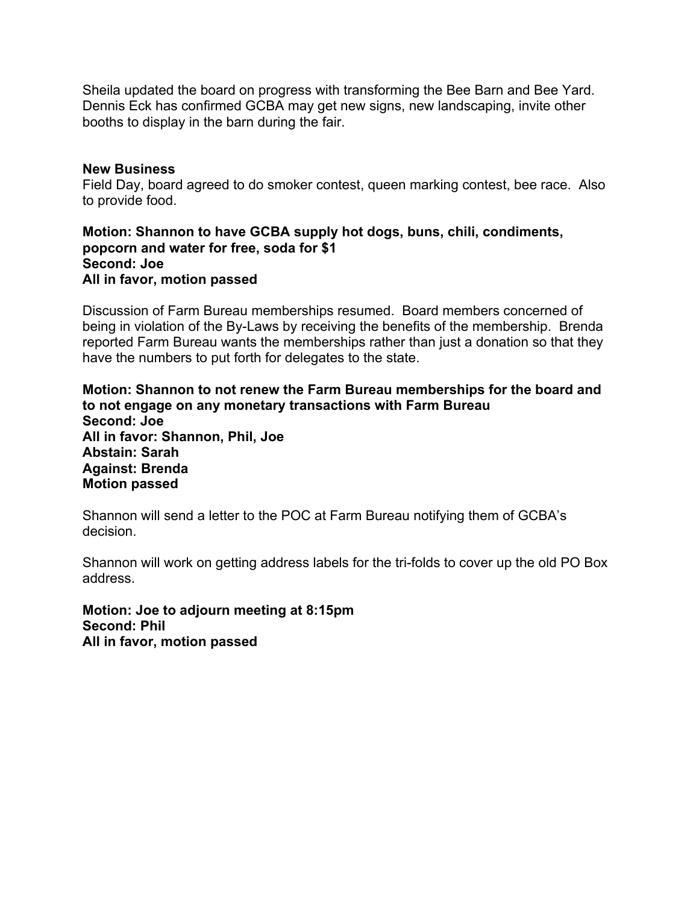Sheila updated the board on progress with transforming the Bee Barn and Bee Yard. Dennis Eck has confirmed GCBA may get new signs, new landscaping, invite other booths to display in the barn during the fair.

**New Business**

Field Day, board agreed to do smoker contest, queen marking contest, bee race. Also to provide food.

**Motion: Shannon to have GCBA supply hot dogs, buns, chili, condiments, popcorn and water for free, soda for $1**
**Second: Joe**
**All in favor, motion passed**

Discussion of Farm Bureau memberships resumed. Board members concerned of being in violation of the By-Laws by receiving the benefits of the membership. Brenda reported Farm Bureau wants the memberships rather than just a donation so that they have the numbers to put forth for delegates to the state.

**Motion: Shannon to not renew the Farm Bureau memberships for the board and to not engage on any monetary transactions with Farm Bureau**
**Second: Joe**
**All in favor: Shannon, Phil, Joe**
**Abstain: Sarah**
**Against: Brenda**
**Motion passed**

Shannon will send a letter to the POC at Farm Bureau notifying them of GCBA's decision.

Shannon will work on getting address labels for the tri-folds to cover up the old PO Box address.

**Motion: Joe to adjourn meeting at 8:15pm**
**Second: Phil**
**All in favor, motion passed**